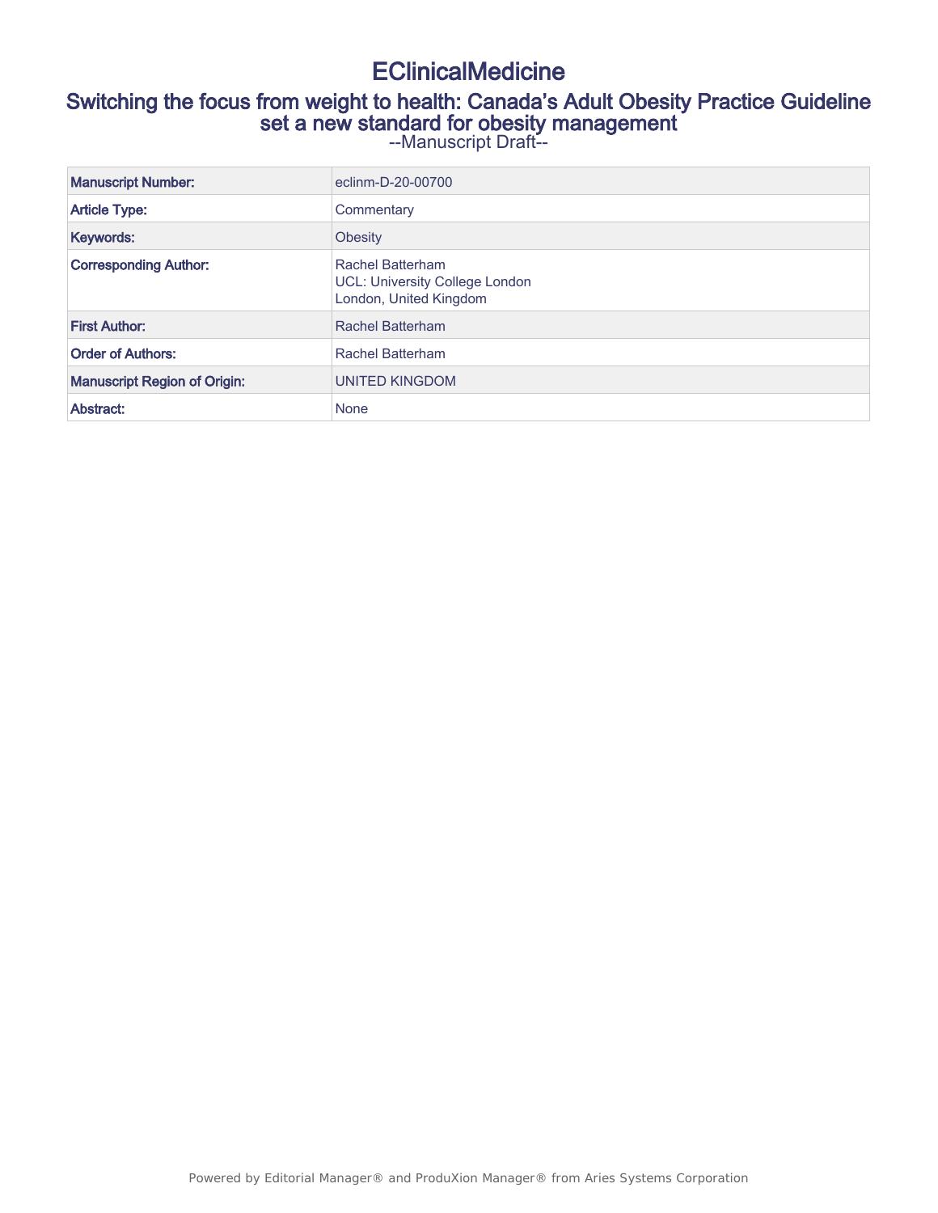# EClinicalMedicine

## Switching the focus from weight to health: Canada's Adult Obesity Practice Guideline set a new standard for obesity management

--Manuscript Draft--

| Manuscript Number: | eclinm-D-20-00700 |
|---|---|
| Article Type: | Commentary |
| Keywords: | Obesity |
| Corresponding Author: | Rachel Batterham<br>UCL: University College London<br>London, United Kingdom |
| First Author: | Rachel Batterham |
| Order of Authors: | Rachel Batterham |
| Manuscript Region of Origin: | UNITED KINGDOM |
| Abstract: | None |

Powered by Editorial Manager® and ProduXion Manager® from Aries Systems Corporation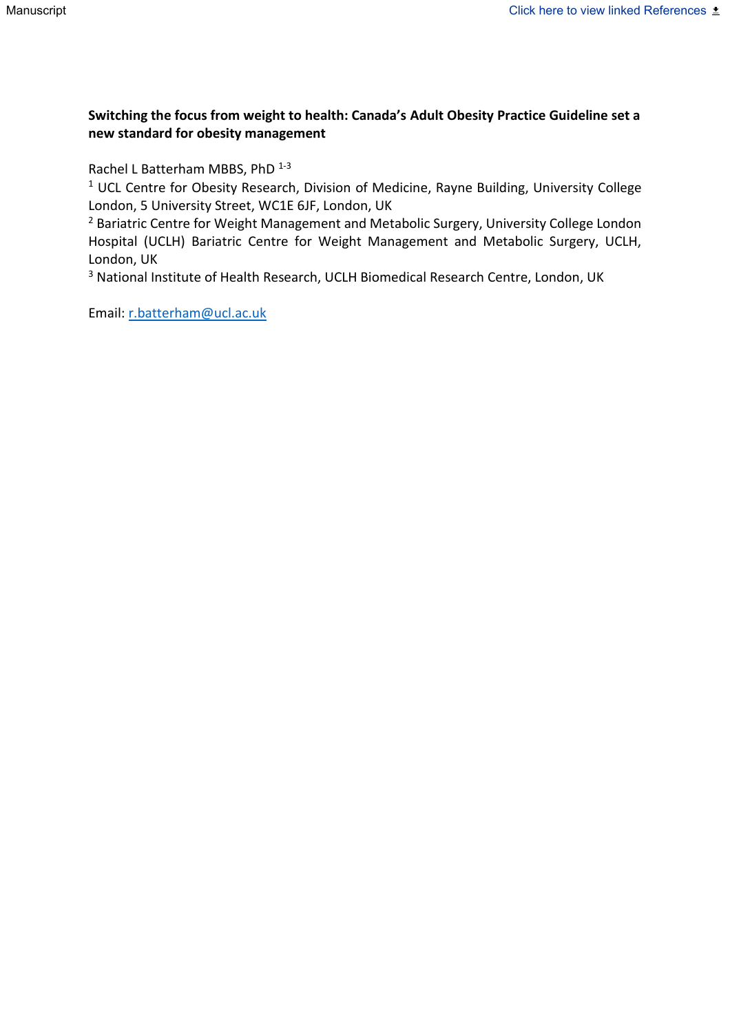**Switching the focus from weight to health: Canada's Adult Obesity Practice Guideline set a new standard for obesity management**

Rachel L Batterham MBBS, PhD [1-3]

[1] UCL Centre for Obesity Research, Division of Medicine, Rayne Building, University College London, 5 University Street, WC1E 6JF, London, UK

[2] Bariatric Centre for Weight Management and Metabolic Surgery, University College London Hospital (UCLH) Bariatric Centre for Weight Management and Metabolic Surgery, UCLH, London, UK

[3] National Institute of Health Research, UCLH Biomedical Research Centre, London, UK

Email: r.batterham@ucl.ac.uk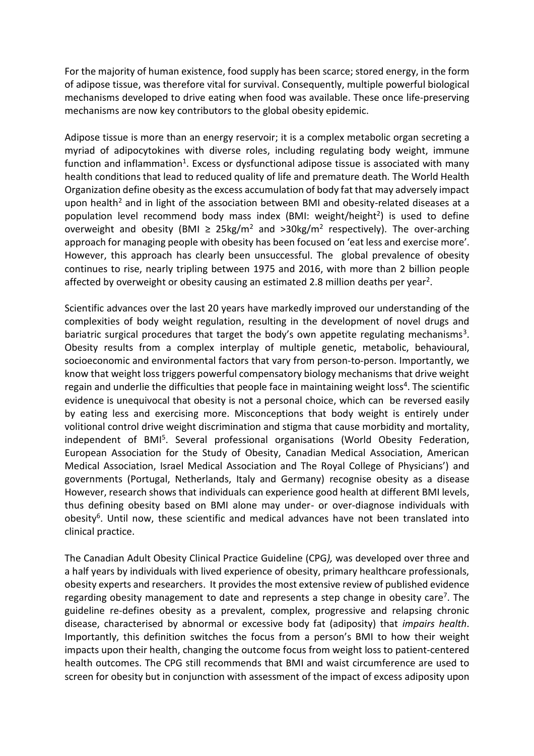For the majority of human existence, food supply has been scarce; stored energy, in the form of adipose tissue, was therefore vital for survival. Consequently, multiple powerful biological mechanisms developed to drive eating when food was available. These once life-preserving mechanisms are now key contributors to the global obesity epidemic.

Adipose tissue is more than an energy reservoir; it is a complex metabolic organ secreting a myriad of adipocytokines with diverse roles, including regulating body weight, immune function and inflammation[1]. Excess or dysfunctional adipose tissue is associated with many health conditions that lead to reduced quality of life and premature death. The World Health Organization define obesity as the excess accumulation of body fat that may adversely impact upon health[2] and in light of the association between BMI and obesity-related diseases at a population level recommend body mass index (BMI: weight/height$^2$) is used to define overweight and obesity (BMI ≥ 25kg/m$^2$ and >30kg/m$^2$ respectively). The over-arching approach for managing people with obesity has been focused on 'eat less and exercise more'. However, this approach has clearly been unsuccessful. The global prevalence of obesity continues to rise, nearly tripling between 1975 and 2016, with more than 2 billion people affected by overweight or obesity causing an estimated 2.8 million deaths per year[2].

Scientific advances over the last 20 years have markedly improved our understanding of the complexities of body weight regulation, resulting in the development of novel drugs and bariatric surgical procedures that target the body's own appetite regulating mechanisms[3]. Obesity results from a complex interplay of multiple genetic, metabolic, behavioural, socioeconomic and environmental factors that vary from person-to-person. Importantly, we know that weight loss triggers powerful compensatory biology mechanisms that drive weight regain and underlie the difficulties that people face in maintaining weight loss[4]. The scientific evidence is unequivocal that obesity is not a personal choice, which can be reversed easily by eating less and exercising more. Misconceptions that body weight is entirely under volitional control drive weight discrimination and stigma that cause morbidity and mortality, independent of BMI[5]. Several professional organisations (World Obesity Federation, European Association for the Study of Obesity, Canadian Medical Association, American Medical Association, Israel Medical Association and The Royal College of Physicians') and governments (Portugal, Netherlands, Italy and Germany) recognise obesity as a disease However, research shows that individuals can experience good health at different BMI levels, thus defining obesity based on BMI alone may under- or over-diagnose individuals with obesity[6]. Until now, these scientific and medical advances have not been translated into clinical practice.

The Canadian Adult Obesity Clinical Practice Guideline (CPG*),* was developed over three and a half years by individuals with lived experience of obesity, primary healthcare professionals, obesity experts and researchers. It provides the most extensive review of published evidence regarding obesity management to date and represents a step change in obesity care[7]. The guideline re-defines obesity as a prevalent, complex, progressive and relapsing chronic disease, characterised by abnormal or excessive body fat (adiposity) that *impairs health*. Importantly, this definition switches the focus from a person's BMI to how their weight impacts upon their health, changing the outcome focus from weight loss to patient-centered health outcomes. The CPG still recommends that BMI and waist circumference are used to screen for obesity but in conjunction with assessment of the impact of excess adiposity upon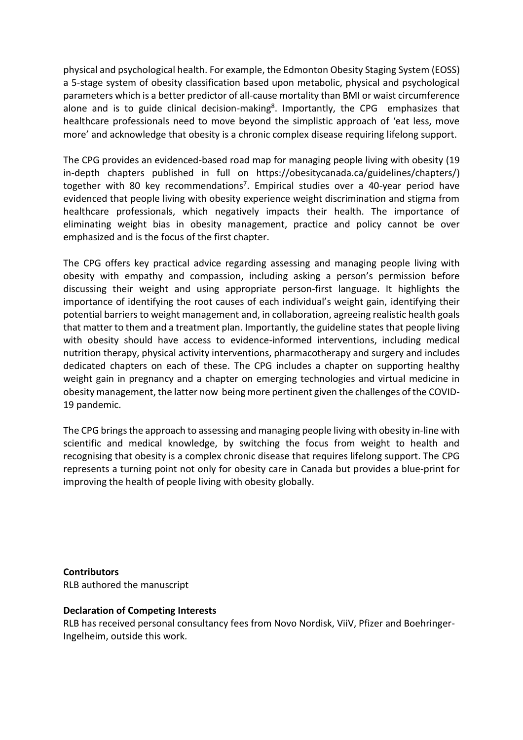physical and psychological health. For example, the Edmonton Obesity Staging System (EOSS) a 5-stage system of obesity classification based upon metabolic, physical and psychological parameters which is a better predictor of all-cause mortality than BMI or waist circumference alone and is to guide clinical decision-making[8]. Importantly, the CPG emphasizes that healthcare professionals need to move beyond the simplistic approach of 'eat less, move more' and acknowledge that obesity is a chronic complex disease requiring lifelong support.

The CPG provides an evidenced-based road map for managing people living with obesity (19 in-depth chapters published in full on https://obesitycanada.ca/guidelines/chapters/) together with 80 key recommendations[7]. Empirical studies over a 40-year period have evidenced that people living with obesity experience weight discrimination and stigma from healthcare professionals, which negatively impacts their health. The importance of eliminating weight bias in obesity management, practice and policy cannot be over emphasized and is the focus of the first chapter.

The CPG offers key practical advice regarding assessing and managing people living with obesity with empathy and compassion, including asking a person's permission before discussing their weight and using appropriate person-first language. It highlights the importance of identifying the root causes of each individual's weight gain, identifying their potential barriers to weight management and, in collaboration, agreeing realistic health goals that matter to them and a treatment plan. Importantly, the guideline states that people living with obesity should have access to evidence-informed interventions, including medical nutrition therapy, physical activity interventions, pharmacotherapy and surgery and includes dedicated chapters on each of these. The CPG includes a chapter on supporting healthy weight gain in pregnancy and a chapter on emerging technologies and virtual medicine in obesity management, the latter now being more pertinent given the challenges of the COVID-19 pandemic.

The CPG brings the approach to assessing and managing people living with obesity in-line with scientific and medical knowledge, by switching the focus from weight to health and recognising that obesity is a complex chronic disease that requires lifelong support. The CPG represents a turning point not only for obesity care in Canada but provides a blue-print for improving the health of people living with obesity globally.

**Contributors**

RLB authored the manuscript

**Declaration of Competing Interests**

RLB has received personal consultancy fees from Novo Nordisk, ViiV, Pfizer and Boehringer-Ingelheim, outside this work.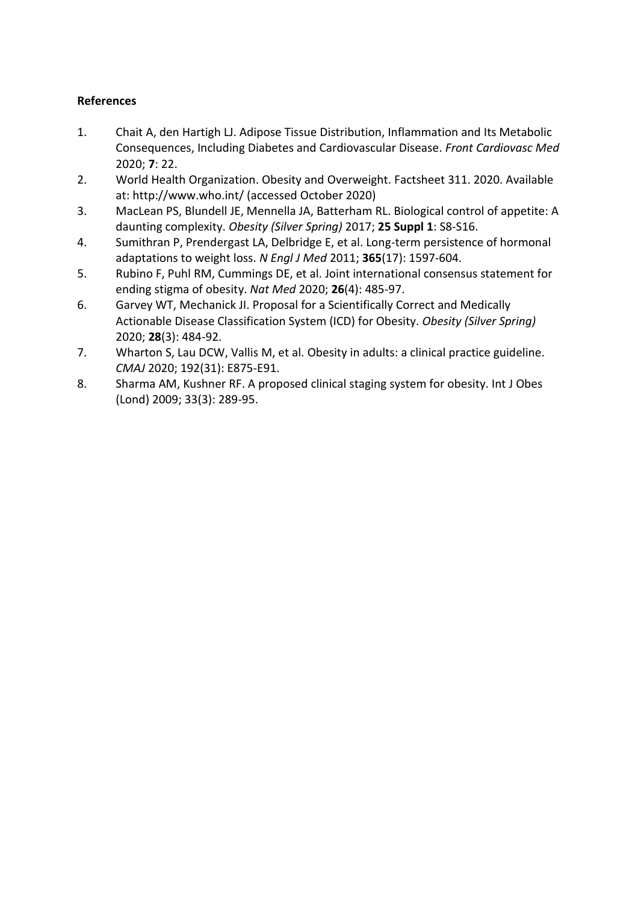**References**

1. Chait A, den Hartigh LJ. Adipose Tissue Distribution, Inflammation and Its Metabolic Consequences, Including Diabetes and Cardiovascular Disease. *Front Cardiovasc Med* 2020; **7**: 22.
2. World Health Organization. Obesity and Overweight. Factsheet 311. 2020. Available at: http://www.who.int/ (accessed October 2020)
3. MacLean PS, Blundell JE, Mennella JA, Batterham RL. Biological control of appetite: A daunting complexity. *Obesity (Silver Spring)* 2017; **25 Suppl 1**: S8-S16.
4. Sumithran P, Prendergast LA, Delbridge E, et al. Long-term persistence of hormonal adaptations to weight loss. *N Engl J Med* 2011; **365**(17): 1597-604.
5. Rubino F, Puhl RM, Cummings DE, et al. Joint international consensus statement for ending stigma of obesity. *Nat Med* 2020; **26**(4): 485-97.
6. Garvey WT, Mechanick JI. Proposal for a Scientifically Correct and Medically Actionable Disease Classification System (ICD) for Obesity. *Obesity (Silver Spring)* 2020; **28**(3): 484-92.
7. Wharton S, Lau DCW, Vallis M, et al. Obesity in adults: a clinical practice guideline. *CMAJ* 2020; 192(31): E875-E91.
8. Sharma AM, Kushner RF. A proposed clinical staging system for obesity. Int J Obes (Lond) 2009; 33(3): 289-95.